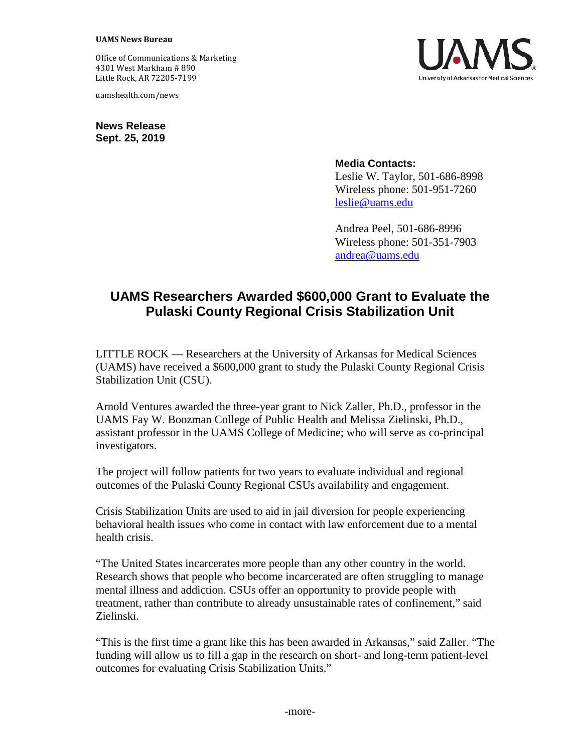**UAMS News Bureau**

Office of Communications & Marketing
4301 West Markham # 890
Little Rock, AR 72205-7199

uamshealth.com/news

UAMS
University of Arkansas for Medical Sciences

**News Release**
**Sept. 25, 2019**

**Media Contacts:**
Leslie W. Taylor, 501-686-8998
Wireless phone: 501-951-7260
leslie@uams.edu

Andrea Peel, 501-686-8996
Wireless phone: 501-351-7903
andrea@uams.edu

# UAMS Researchers Awarded $600,000 Grant to Evaluate the Pulaski County Regional Crisis Stabilization Unit

LITTLE ROCK — Researchers at the University of Arkansas for Medical Sciences (UAMS) have received a $600,000 grant to study the Pulaski County Regional Crisis Stabilization Unit (CSU).

Arnold Ventures awarded the three-year grant to Nick Zaller, Ph.D., professor in the UAMS Fay W. Boozman College of Public Health and Melissa Zielinski, Ph.D., assistant professor in the UAMS College of Medicine; who will serve as co-principal investigators.

The project will follow patients for two years to evaluate individual and regional outcomes of the Pulaski County Regional CSUs availability and engagement.

Crisis Stabilization Units are used to aid in jail diversion for people experiencing behavioral health issues who come in contact with law enforcement due to a mental health crisis.

"The United States incarcerates more people than any other country in the world. Research shows that people who become incarcerated are often struggling to manage mental illness and addiction. CSUs offer an opportunity to provide people with treatment, rather than contribute to already unsustainable rates of confinement," said Zielinski.

"This is the first time a grant like this has been awarded in Arkansas," said Zaller. "The funding will allow us to fill a gap in the research on short- and long-term patient-level outcomes for evaluating Crisis Stabilization Units."

-more-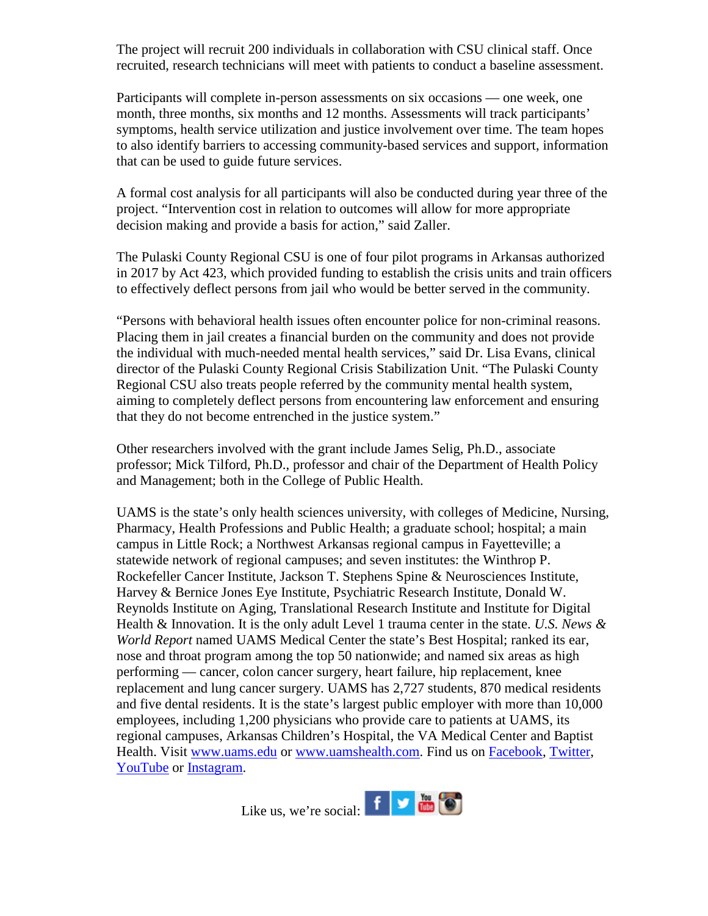The project will recruit 200 individuals in collaboration with CSU clinical staff. Once recruited, research technicians will meet with patients to conduct a baseline assessment.

Participants will complete in-person assessments on six occasions — one week, one month, three months, six months and 12 months. Assessments will track participants' symptoms, health service utilization and justice involvement over time. The team hopes to also identify barriers to accessing community-based services and support, information that can be used to guide future services.

A formal cost analysis for all participants will also be conducted during year three of the project. "Intervention cost in relation to outcomes will allow for more appropriate decision making and provide a basis for action," said Zaller.

The Pulaski County Regional CSU is one of four pilot programs in Arkansas authorized in 2017 by Act 423, which provided funding to establish the crisis units and train officers to effectively deflect persons from jail who would be better served in the community.

"Persons with behavioral health issues often encounter police for non-criminal reasons. Placing them in jail creates a financial burden on the community and does not provide the individual with much-needed mental health services," said Dr. Lisa Evans, clinical director of the Pulaski County Regional Crisis Stabilization Unit. "The Pulaski County Regional CSU also treats people referred by the community mental health system, aiming to completely deflect persons from encountering law enforcement and ensuring that they do not become entrenched in the justice system."

Other researchers involved with the grant include James Selig, Ph.D., associate professor; Mick Tilford, Ph.D., professor and chair of the Department of Health Policy and Management; both in the College of Public Health.

UAMS is the state's only health sciences university, with colleges of Medicine, Nursing, Pharmacy, Health Professions and Public Health; a graduate school; hospital; a main campus in Little Rock; a Northwest Arkansas regional campus in Fayetteville; a statewide network of regional campuses; and seven institutes: the Winthrop P. Rockefeller Cancer Institute, Jackson T. Stephens Spine & Neurosciences Institute, Harvey & Bernice Jones Eye Institute, Psychiatric Research Institute, Donald W. Reynolds Institute on Aging, Translational Research Institute and Institute for Digital Health & Innovation. It is the only adult Level 1 trauma center in the state. *U.S. News & World Report* named UAMS Medical Center the state's Best Hospital; ranked its ear, nose and throat program among the top 50 nationwide; and named six areas as high performing — cancer, colon cancer surgery, heart failure, hip replacement, knee replacement and lung cancer surgery. UAMS has 2,727 students, 870 medical residents and five dental residents. It is the state's largest public employer with more than 10,000 employees, including 1,200 physicians who provide care to patients at UAMS, its regional campuses, Arkansas Children's Hospital, the VA Medical Center and Baptist Health. Visit [www.uams.edu](www.uams.edu) or [www.uamshealth.com](www.uamshealth.com). Find us on Facebook, Twitter, YouTube or Instagram.

Like us, we're social: